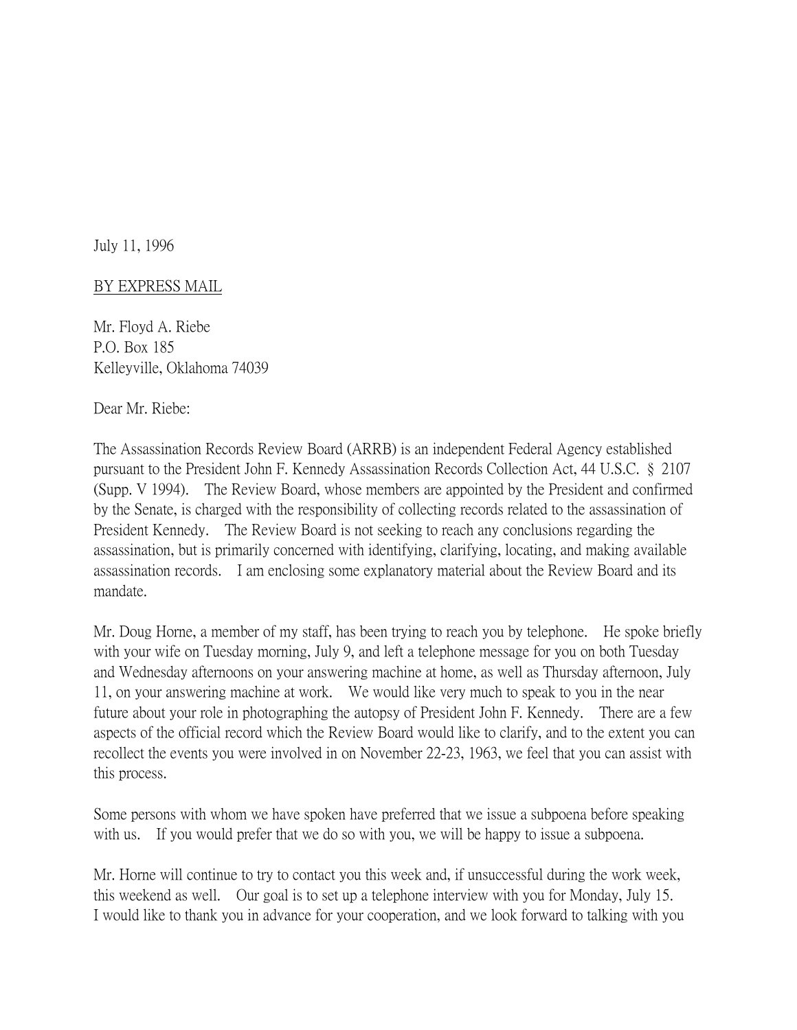July 11, 1996

BY EXPRESS MAIL

Mr. Floyd A. Riebe  
P.O. Box 185  
Kelleyville, Oklahoma 74039

Dear Mr. Riebe:

The Assassination Records Review Board (ARRB) is an independent Federal Agency established pursuant to the President John F. Kennedy Assassination Records Collection Act, 44 U.S.C. § 2107 (Supp. V 1994). The Review Board, whose members are appointed by the President and confirmed by the Senate, is charged with the responsibility of collecting records related to the assassination of President Kennedy. The Review Board is not seeking to reach any conclusions regarding the assassination, but is primarily concerned with identifying, clarifying, locating, and making available assassination records. I am enclosing some explanatory material about the Review Board and its mandate.

Mr. Doug Horne, a member of my staff, has been trying to reach you by telephone. He spoke briefly with your wife on Tuesday morning, July 9, and left a telephone message for you on both Tuesday and Wednesday afternoons on your answering machine at home, as well as Thursday afternoon, July 11, on your answering machine at work. We would like very much to speak to you in the near future about your role in photographing the autopsy of President John F. Kennedy. There are a few aspects of the official record which the Review Board would like to clarify, and to the extent you can recollect the events you were involved in on November 22-23, 1963, we feel that you can assist with this process.

Some persons with whom we have spoken have preferred that we issue a subpoena before speaking with us. If you would prefer that we do so with you, we will be happy to issue a subpoena.

Mr. Horne will continue to try to contact you this week and, if unsuccessful during the work week, this weekend as well. Our goal is to set up a telephone interview with you for Monday, July 15. I would like to thank you in advance for your cooperation, and we look forward to talking with you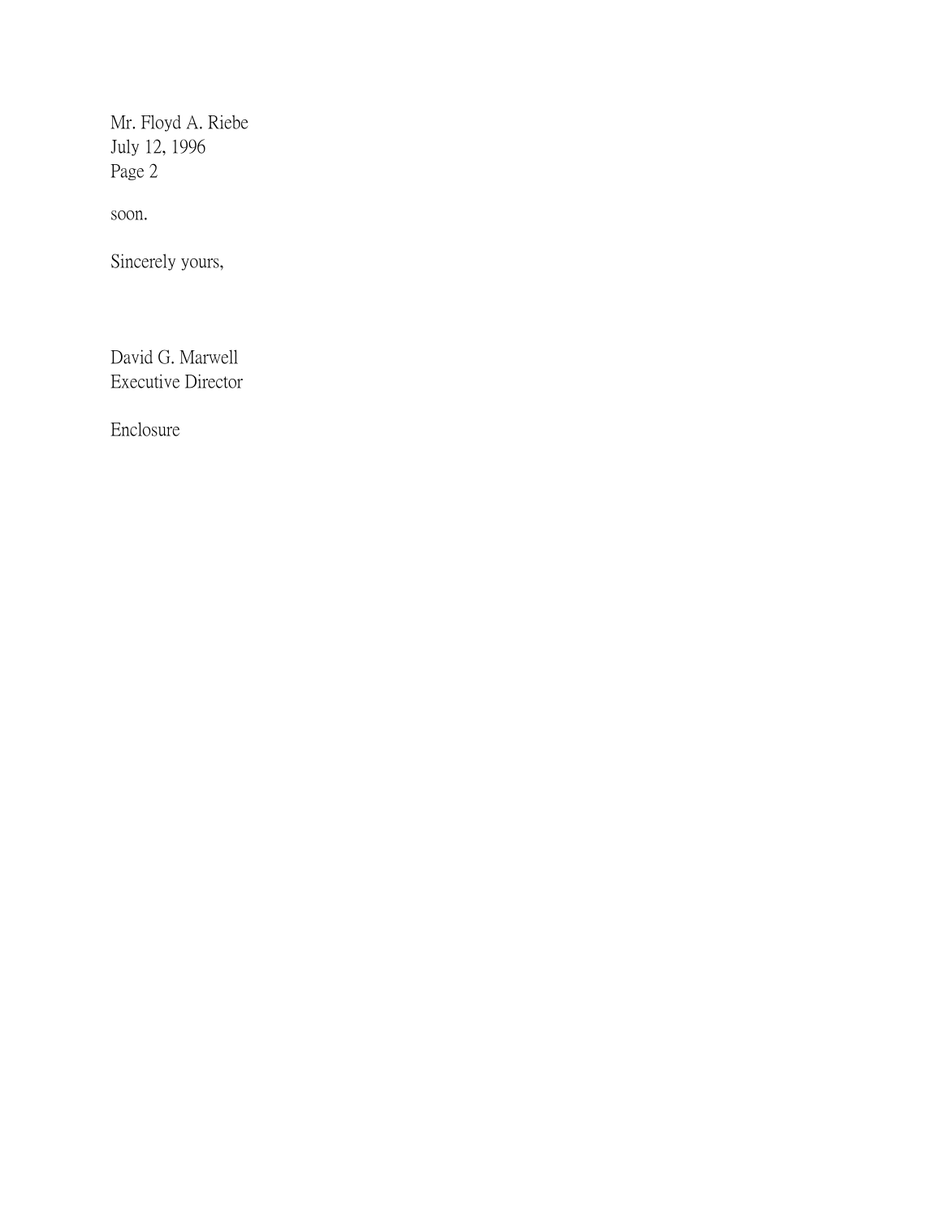soon.

Sincerely yours,

David G. Marwell
Executive Director

Enclosure